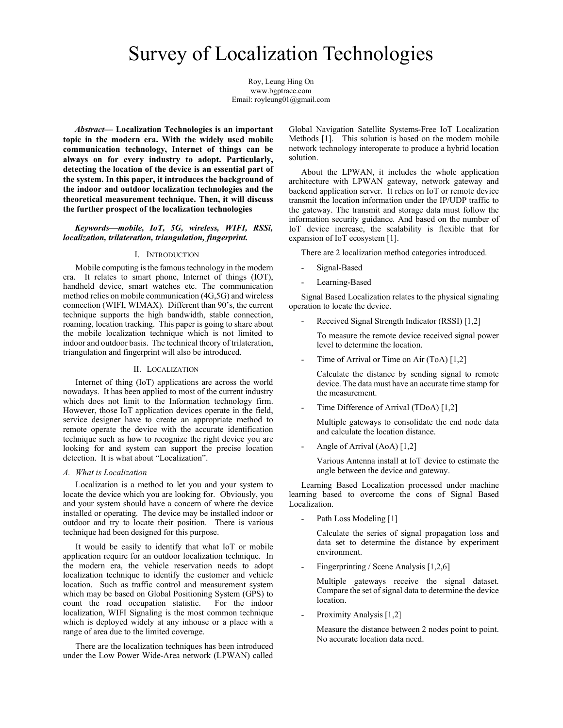# Survey of Localization Technologies

Roy, Leung Hing On
www.bgptrace.com
Email: royleung01@gmail.com

***Abstract*— Localization Technologies is an important topic in the modern era. With the widely used mobile communication technology, Internet of things can be always on for every industry to adopt. Particularly, detecting the location of the device is an essential part of the system. In this paper, it introduces the background of the indoor and outdoor localization technologies and the theoretical measurement technique. Then, it will discuss the further prospect of the localization technologies**

***Keywords—mobile, IoT, 5G, wireless, WIFI, RSSi, localization, trilateration, triangulation, fingerprint.***

## I. Introduction

Mobile computing is the famous technology in the modern era. It relates to smart phone, Internet of things (IOT), handheld device, smart watches etc. The communication method relies on mobile communication (4G,5G) and wireless connection (WIFI, WIMAX). Different than 90's, the current technique supports the high bandwidth, stable connection, roaming, location tracking. This paper is going to share about the mobile localization technique which is not limited to indoor and outdoor basis. The technical theory of trilateration, triangulation and fingerprint will also be introduced.

## II. Localization

Internet of thing (IoT) applications are across the world nowadays. It has been applied to most of the current industry which does not limit to the Information technology firm. However, those IoT application devices operate in the field, service designer have to create an appropriate method to remote operate the device with the accurate identification technique such as how to recognize the right device you are looking for and system can support the precise location detection. It is what about "Localization".

### A. What is Localization

Localization is a method to let you and your system to locate the device which you are looking for. Obviously, you and your system should have a concern of where the device installed or operating. The device may be installed indoor or outdoor and try to locate their position. There is various technique had been designed for this purpose.

It would be easily to identify that what IoT or mobile application require for an outdoor localization technique. In the modern era, the vehicle reservation needs to adopt localization technique to identify the customer and vehicle location. Such as traffic control and measurement system which may be based on Global Positioning System (GPS) to count the road occupation statistic. For the indoor localization, WIFI Signaling is the most common technique which is deployed widely at any inhouse or a place with a range of area due to the limited coverage.

There are the localization techniques has been introduced under the Low Power Wide-Area network (LPWAN) called Global Navigation Satellite Systems-Free IoT Localization Methods [1]. This solution is based on the modern mobile network technology interoperate to produce a hybrid location solution.

About the LPWAN, it includes the whole application architecture with LPWAN gateway, network gateway and backend application server. It relies on IoT or remote device transmit the location information under the IP/UDP traffic to the gateway. The transmit and storage data must follow the information security guidance. And based on the number of IoT device increase, the scalability is flexible that for expansion of IoT ecosystem [1].

There are 2 localization method categories introduced.

- Signal-Based
- Learning-Based

Signal Based Localization relates to the physical signaling operation to locate the device.

- Received Signal Strength Indicator (RSSI) [1,2]

  To measure the remote device received signal power level to determine the location.

- Time of Arrival or Time on Air (ToA) [1,2]

  Calculate the distance by sending signal to remote device. The data must have an accurate time stamp for the measurement.

- Time Difference of Arrival (TDoA) [1,2]

  Multiple gateways to consolidate the end node data and calculate the location distance.

- Angle of Arrival (AoA) [1,2]

  Various Antenna install at IoT device to estimate the angle between the device and gateway.

Learning Based Localization processed under machine learning based to overcome the cons of Signal Based Localization.

- Path Loss Modeling [1]

  Calculate the series of signal propagation loss and data set to determine the distance by experiment environment.

- Fingerprinting / Scene Analysis [1,2,6]

  Multiple gateways receive the signal dataset. Compare the set of signal data to determine the device location.

- Proximity Analysis [1,2]

  Measure the distance between 2 nodes point to point. No accurate location data need.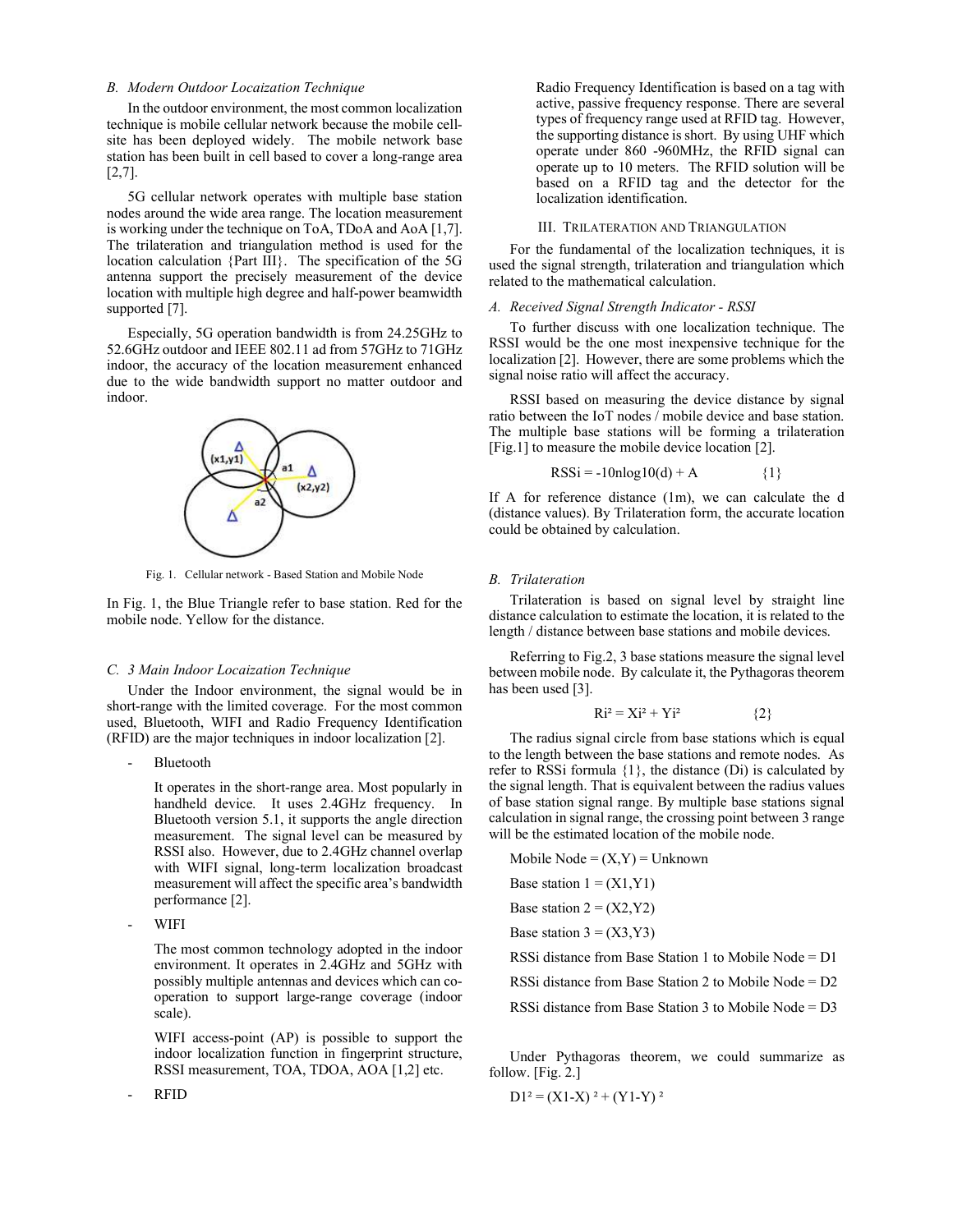### B. Modern Outdoor Locaization Technique

In the outdoor environment, the most common localization technique is mobile cellular network because the mobile cell-site has been deployed widely. The mobile network base station has been built in cell based to cover a long-range area [2,7].

5G cellular network operates with multiple base station nodes around the wide area range. The location measurement is working under the technique on ToA, TDoA and AoA [1,7]. The trilateration and triangulation method is used for the location calculation {Part III}. The specification of the 5G antenna support the precisely measurement of the device location with multiple high degree and half-power beamwidth supported [7].

Especially, 5G operation bandwidth is from 24.25GHz to 52.6GHz outdoor and IEEE 802.11 ad from 57GHz to 71GHz indoor, the accuracy of the location measurement enhanced due to the wide bandwidth support no matter outdoor and indoor.

Fig. 1. Cellular network - Based Station and Mobile Node

In Fig. 1, the Blue Triangle refer to base station. Red for the mobile node. Yellow for the distance.

### C. 3 Main Indoor Locaization Technique

Under the Indoor environment, the signal would be in short-range with the limited coverage. For the most common used, Bluetooth, WIFI and Radio Frequency Identification (RFID) are the major techniques in indoor localization [2].

- Bluetooth

  It operates in the short-range area. Most popularly in handheld device. It uses 2.4GHz frequency. In Bluetooth version 5.1, it supports the angle direction measurement. The signal level can be measured by RSSI also. However, due to 2.4GHz channel overlap with WIFI signal, long-term localization broadcast measurement will affect the specific area's bandwidth performance [2].

- WIFI

  The most common technology adopted in the indoor environment. It operates in 2.4GHz and 5GHz with possibly multiple antennas and devices which can co-operation to support large-range coverage (indoor scale).

  WIFI access-point (AP) is possible to support the indoor localization function in fingerprint structure, RSSI measurement, TOA, TDOA, AOA [1,2] etc.

- RFID

  Radio Frequency Identification is based on a tag with active, passive frequency response. There are several types of frequency range used at RFID tag. However, the supporting distance is short. By using UHF which operate under 860 -960MHz, the RFID signal can operate up to 10 meters. The RFID solution will be based on a RFID tag and the detector for the localization identification.

## III. Trilateration and Triangulation

For the fundamental of the localization techniques, it is used the signal strength, trilateration and triangulation which related to the mathematical calculation.

### A. Received Signal Strength Indicator - RSSI

To further discuss with one localization technique. The RSSI would be the one most inexpensive technique for the localization [2]. However, there are some problems which the signal noise ratio will affect the accuracy.

RSSI based on measuring the device distance by signal ratio between the IoT nodes / mobile device and base station. The multiple base stations will be forming a trilateration [Fig.1] to measure the mobile device location [2].

$$RSSi = -10n\log10(d) + A \qquad \{1\}$$

If A for reference distance (1m), we can calculate the d (distance values). By Trilateration form, the accurate location could be obtained by calculation.

### B. Trilateration

Trilateration is based on signal level by straight line distance calculation to estimate the location, it is related to the length / distance between base stations and mobile devices.

Referring to Fig.2, 3 base stations measure the signal level between mobile node. By calculate it, the Pythagoras theorem has been used [3].

$$Ri^2 = Xi^2 + Yi^2 \qquad \{2\}$$

The radius signal circle from base stations which is equal to the length between the base stations and remote nodes. As refer to RSSi formula {1}, the distance (Di) is calculated by the signal length. That is equivalent between the radius values of base station signal range. By multiple base stations signal calculation in signal range, the crossing point between 3 range will be the estimated location of the mobile node.

Mobile Node = (X,Y) = Unknown

Base station 1 = (X1,Y1)

Base station 2 = (X2,Y2)

Base station 3 = (X3,Y3)

RSSi distance from Base Station 1 to Mobile Node = D1

RSSi distance from Base Station 2 to Mobile Node = D2

RSSi distance from Base Station 3 to Mobile Node = D3

Under Pythagoras theorem, we could summarize as follow. [Fig. 2.]

$$D1^2 = (X1-X)^2 + (Y1-Y)^2$$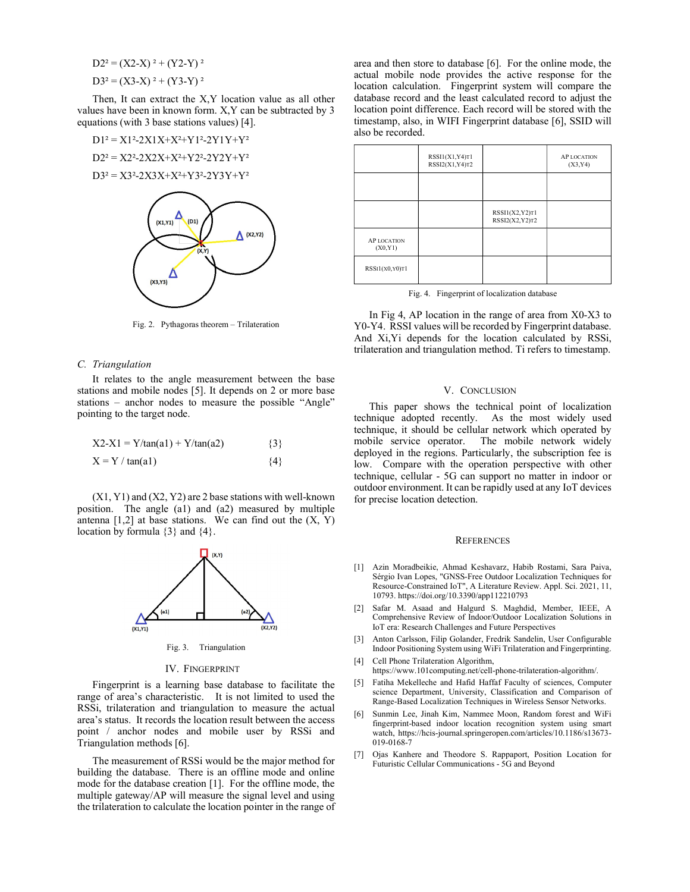$$D2^2 = (X2-X)^2 + (Y2-Y)^2$$

$$D3^2 = (X3-X)^2 + (Y3-Y)^2$$

Then, It can extract the X,Y location value as all other values have been in known form. X,Y can be subtracted by 3 equations (with 3 base stations values) [4].

$$D1^2 = X1^2 - 2X1X + X^2 + Y1^2 - 2Y1Y + Y^2$$

$$D2^2 = X2^2 - 2X2X + X^2 + Y2^2 - 2Y2Y + Y^2$$

$$D3^2 = X3^2 - 2X3X + X^2 + Y3^2 - 2Y3Y + Y^2$$

(X1,Y1)
(D1)
(X2,Y2)
(X,Y)
(X3,Y3)

Fig. 2. Pythagoras theorem – Trilateration

### C. Triangulation

It relates to the angle measurement between the base stations and mobile nodes [5]. It depends on 2 or more base stations – anchor nodes to measure the possible "Angle" pointing to the target node.

$$X2-X1 = Y/\tan(a1) + Y/\tan(a2) \qquad \{3\}$$

$$X = Y / \tan(a1) \qquad \{4\}$$

(X1, Y1) and (X2, Y2) are 2 base stations with well-known position. The angle (a1) and (a2) measured by multiple antenna [1,2] at base stations. We can find out the (X, Y) location by formula {3} and {4}.

(X,Y)
(a1)
(a2)
(X1,Y1)
(X2,Y2)

Fig. 3. Triangulation

## IV. Fingerprint

Fingerprint is a learning base database to facilitate the range of area's characteristic. It is not limited to used the RSSi, trilateration and triangulation to measure the actual area's status. It records the location result between the access point / anchor nodes and mobile user by RSSi and Triangulation methods [6].

The measurement of RSSi would be the major method for building the database. There is an offline mode and online mode for the database creation [1]. For the offline mode, the multiple gateway/AP will measure the signal level and using the trilateration to calculate the location pointer in the range of area and then store to database [6]. For the online mode, the actual mobile node provides the active response for the location calculation. Fingerprint system will compare the database record and the least calculated record to adjust the location point difference. Each record will be stored with the timestamp, also, in WIFI Fingerprint database [6], SSID will also be recorded.

| | | | |
|---|---|---|---|
| | RSSI1(X1,Y4)T1<br>RSSI2(X1,Y4)T2 | | AP LOCATION<br>(X3,Y4) |
| | | | |
| | | RSSI1(X2,Y2)T1<br>RSSI2(X2,Y2)T2 | |
| AP LOCATION<br>(X0,Y1) | | | |
| RSSI1(X0,Y0)T1 | | | |

Fig. 4. Fingerprint of localization database

In Fig 4, AP location in the range of area from X0-X3 to Y0-Y4. RSSI values will be recorded by Fingerprint database. And Xi,Yi depends for the location calculated by RSSi, trilateration and triangulation method. Ti refers to timestamp.

## V. Conclusion

This paper shows the technical point of localization technique adopted recently. As the most widely used technique, it should be cellular network which operated by mobile service operator. The mobile network widely deployed in the regions. Particularly, the subscription fee is low. Compare with the operation perspective with other technique, cellular - 5G can support no matter in indoor or outdoor environment. It can be rapidly used at any IoT devices for precise location detection.

## References

[1] Azin Moradbeikie, Ahmad Keshavarz, Habib Rostami, Sara Paiva, Sérgio Ivan Lopes, "GNSS-Free Outdoor Localization Techniques for Resource-Constrained IoT", A Literature Review. Appl. Sci. 2021, 11, 10793. https://doi.org/10.3390/app112210793

[2] Safar M. Asaad and Halgurd S. Maghdid, Member, IEEE, A Comprehensive Review of Indoor/Outdoor Localization Solutions in IoT era: Research Challenges and Future Perspectives

[3] Anton Carlsson, Filip Golander, Fredrik Sandelin, User Configurable Indoor Positioning System using WiFi Trilateration and Fingerprinting.

[4] Cell Phone Trilateration Algorithm, https://www.101computing.net/cell-phone-trilateration-algorithm/.

[5] Fatiha Mekelleche and Hafid Haffaf Faculty of sciences, Computer science Department, University, Classification and Comparison of Range-Based Localization Techniques in Wireless Sensor Networks.

[6] Sunmin Lee, Jinah Kim, Nammee Moon, Random forest and WiFi fingerprint-based indoor location recognition system using smart watch, https://hcis-journal.springeropen.com/articles/10.1186/s13673-019-0168-7

[7] Ojas Kanhere and Theodore S. Rappaport, Position Location for Futuristic Cellular Communications - 5G and Beyond